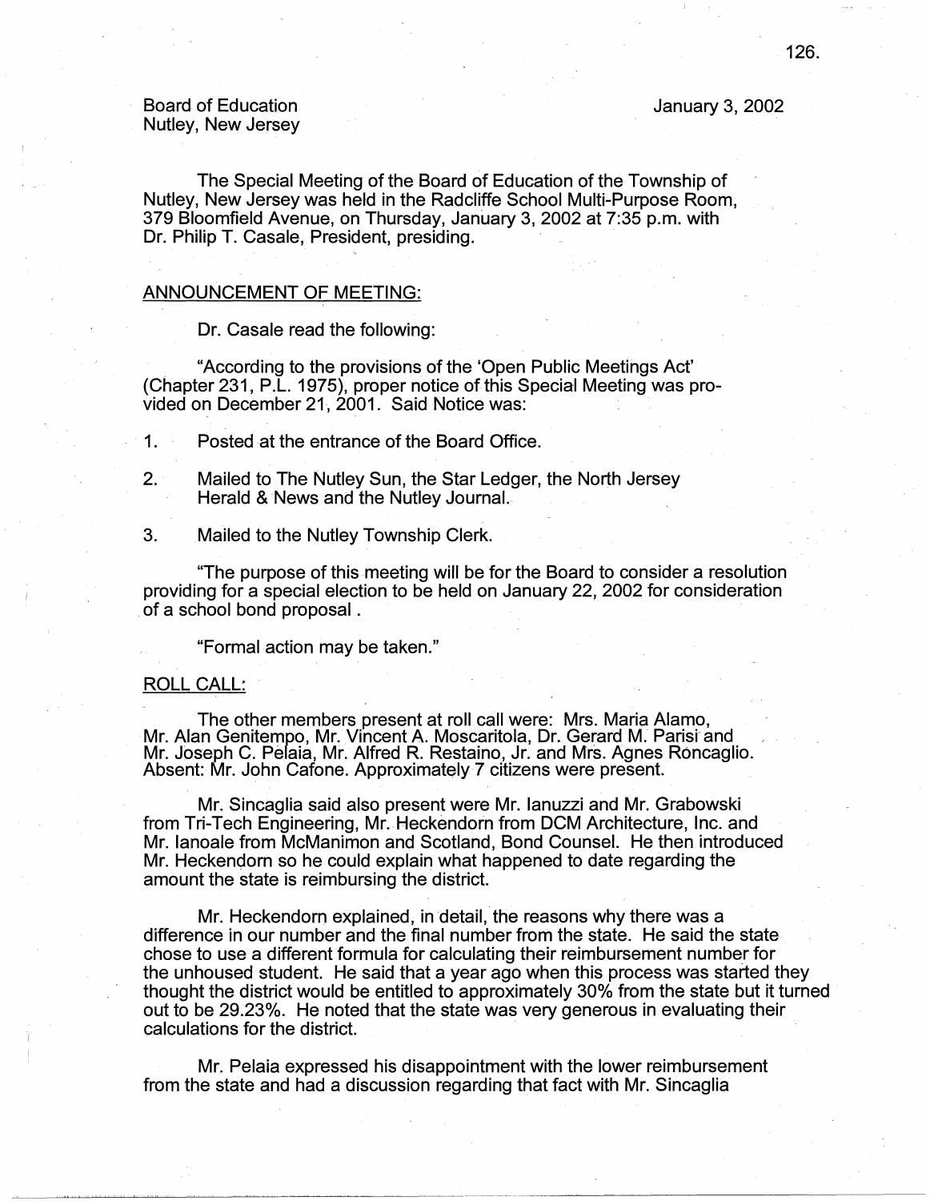Board of Education
Nutley, New Jersey

January 3, 2002

The Special Meeting of the Board of Education of the Township of Nutley, New Jersey was held in the Radcliffe School Multi-Purpose Room, 379 Bloomfield Avenue, on Thursday, January 3, 2002 at 7:35 p.m. with Dr. Philip T. Casale, President, presiding.

ANNOUNCEMENT OF MEETING:

Dr. Casale read the following:

"According to the provisions of the 'Open Public Meetings Act' (Chapter 231, P.L. 1975), proper notice of this Special Meeting was provided on December 21, 2001. Said Notice was:

1. Posted at the entrance of the Board Office.

2. Mailed to The Nutley Sun, the Star Ledger, the North Jersey Herald & News and the Nutley Journal.

3. Mailed to the Nutley Township Clerk.

"The purpose of this meeting will be for the Board to consider a resolution providing for a special election to be held on January 22, 2002 for consideration of a school bond proposal.

"Formal action may be taken."

ROLL CALL:

The other members present at roll call were: Mrs. Maria Alamo, Mr. Alan Genitempo, Mr. Vincent A. Moscaritola, Dr. Gerard M. Parisi and Mr. Joseph C. Pelaia, Mr. Alfred R. Restaino, Jr. and Mrs. Agnes Roncaglio. Absent: Mr. John Cafone. Approximately 7 citizens were present.

Mr. Sincaglia said also present were Mr. Ianuzzi and Mr. Grabowski from Tri-Tech Engineering, Mr. Heckendorn from DCM Architecture, Inc. and Mr. Ianoale from McManimon and Scotland, Bond Counsel. He then introduced Mr. Heckendorn so he could explain what happened to date regarding the amount the state is reimbursing the district.

Mr. Heckendorn explained, in detail, the reasons why there was a difference in our number and the final number from the state. He said the state chose to use a different formula for calculating their reimbursement number for the unhoused student. He said that a year ago when this process was started they thought the district would be entitled to approximately 30% from the state but it turned out to be 29.23%. He noted that the state was very generous in evaluating their calculations for the district.

Mr. Pelaia expressed his disappointment with the lower reimbursement from the state and had a discussion regarding that fact with Mr. Sincaglia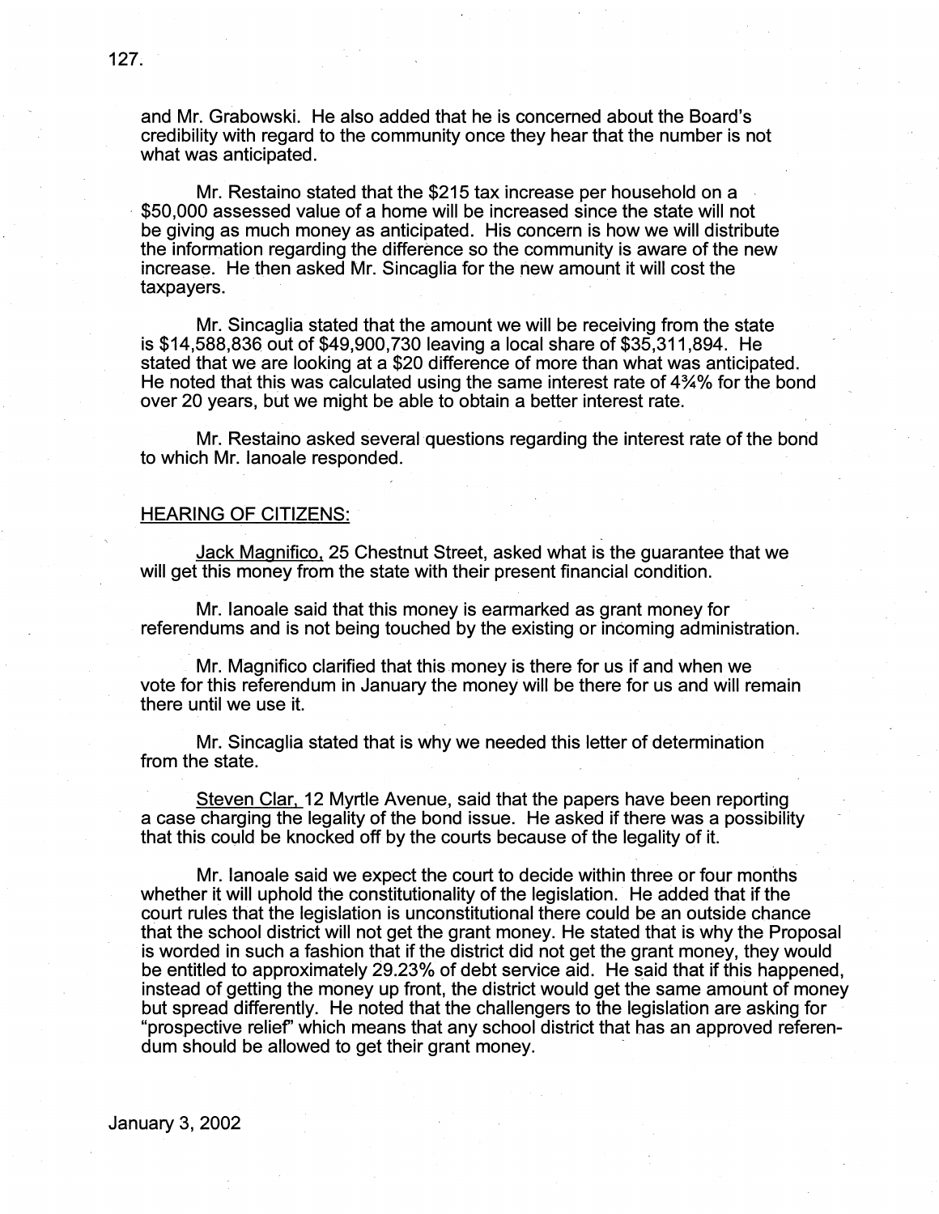and Mr. Grabowski. He also added that he is concerned about the Board's credibility with regard to the community once they hear that the number is not what was anticipated.

Mr. Restaino stated that the $215 tax increase per household on a $50,000 assessed value of a home will be increased since the state will not be giving as much money as anticipated. His concern is how we will distribute the information regarding the difference so the community is aware of the new increase. He then asked Mr. Sincaglia for the new amount it will cost the taxpayers.

Mr. Sincaglia stated that the amount we will be receiving from the state is $14,588,836 out of $49,900,730 leaving a local share of $35,311,894. He stated that we are looking at a $20 difference of more than what was anticipated. He noted that this was calculated using the same interest rate of 4¾% for the bond over 20 years, but we might be able to obtain a better interest rate.

Mr. Restaino asked several questions regarding the interest rate of the bond to which Mr. Ianoale responded.

## HEARING OF CITIZENS:

Jack Magnifico, 25 Chestnut Street, asked what is the guarantee that we will get this money from the state with their present financial condition.

Mr. Ianoale said that this money is earmarked as grant money for referendums and is not being touched by the existing or incoming administration.

Mr. Magnifico clarified that this money is there for us if and when we vote for this referendum in January the money will be there for us and will remain there until we use it.

Mr. Sincaglia stated that is why we needed this letter of determination from the state.

Steven Clar, 12 Myrtle Avenue, said that the papers have been reporting a case charging the legality of the bond issue. He asked if there was a possibility that this could be knocked off by the courts because of the legality of it.

Mr. Ianoale said we expect the court to decide within three or four months whether it will uphold the constitutionality of the legislation. He added that if the court rules that the legislation is unconstitutional there could be an outside chance that the school district will not get the grant money. He stated that is why the Proposal is worded in such a fashion that if the district did not get the grant money, they would be entitled to approximately 29.23% of debt service aid. He said that if this happened, instead of getting the money up front, the district would get the same amount of money but spread differently. He noted that the challengers to the legislation are asking for "prospective relief" which means that any school district that has an approved referendum should be allowed to get their grant money.

January 3, 2002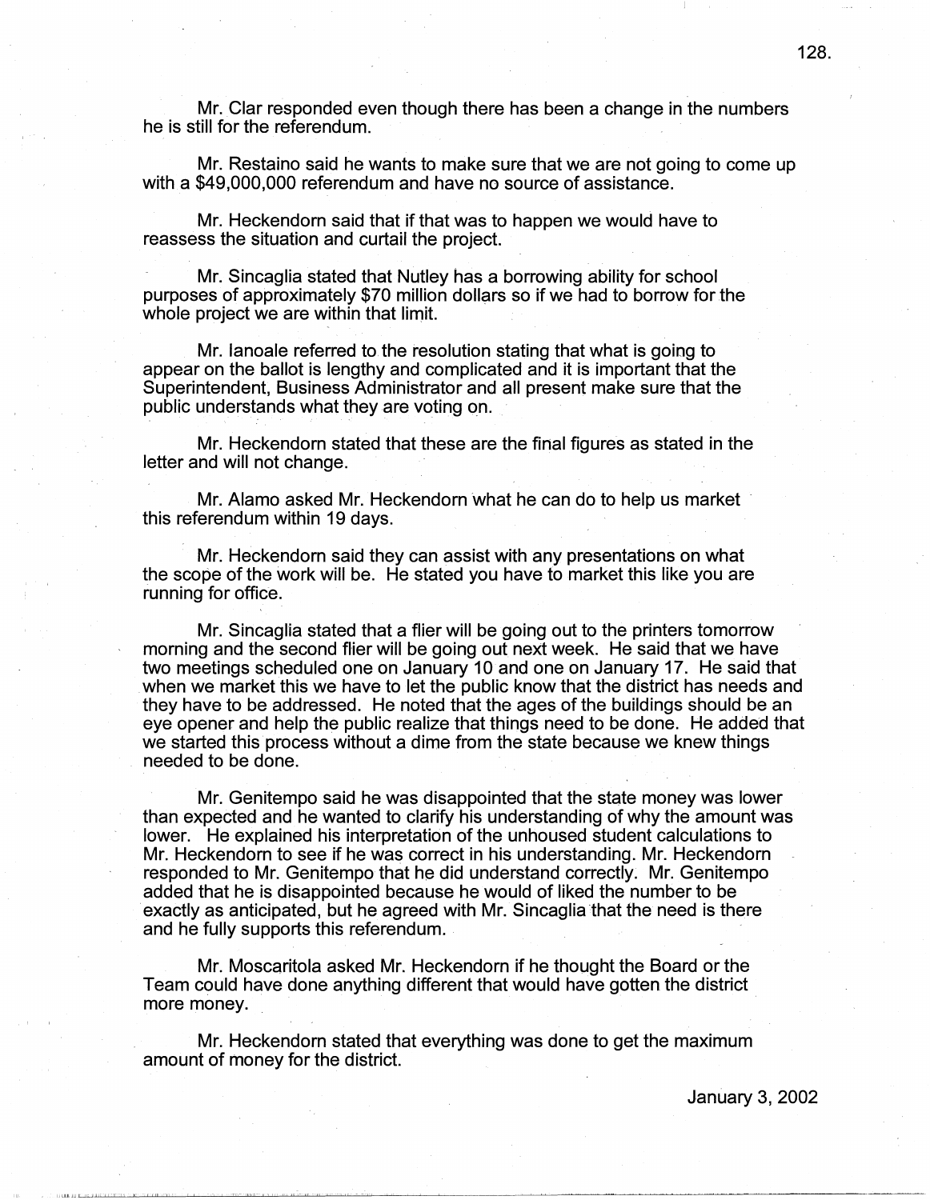Mr. Clar responded even though there has been a change in the numbers he is still for the referendum.

Mr. Restaino said he wants to make sure that we are not going to come up with a $49,000,000 referendum and have no source of assistance.

Mr. Heckendorn said that if that was to happen we would have to reassess the situation and curtail the project.

Mr. Sincaglia stated that Nutley has a borrowing ability for school purposes of approximately $70 million dollars so if we had to borrow for the whole project we are within that limit.

Mr. Ianoale referred to the resolution stating that what is going to appear on the ballot is lengthy and complicated and it is important that the Superintendent, Business Administrator and all present make sure that the public understands what they are voting on.

Mr. Heckendorn stated that these are the final figures as stated in the letter and will not change.

Mr. Alamo asked Mr. Heckendorn what he can do to help us market this referendum within 19 days.

Mr. Heckendorn said they can assist with any presentations on what the scope of the work will be. He stated you have to market this like you are running for office.

Mr. Sincaglia stated that a flier will be going out to the printers tomorrow morning and the second flier will be going out next week. He said that we have two meetings scheduled one on January 10 and one on January 17. He said that when we market this we have to let the public know that the district has needs and they have to be addressed. He noted that the ages of the buildings should be an eye opener and help the public realize that things need to be done. He added that we started this process without a dime from the state because we knew things needed to be done.

Mr. Genitempo said he was disappointed that the state money was lower than expected and he wanted to clarify his understanding of why the amount was lower. He explained his interpretation of the unhoused student calculations to Mr. Heckendorn to see if he was correct in his understanding. Mr. Heckendorn responded to Mr. Genitempo that he did understand correctly. Mr. Genitempo added that he is disappointed because he would of liked the number to be exactly as anticipated, but he agreed with Mr. Sincaglia that the need is there and he fully supports this referendum.

Mr. Moscaritola asked Mr. Heckendorn if he thought the Board or the Team could have done anything different that would have gotten the district more money.

Mr. Heckendorn stated that everything was done to get the maximum amount of money for the district.

January 3, 2002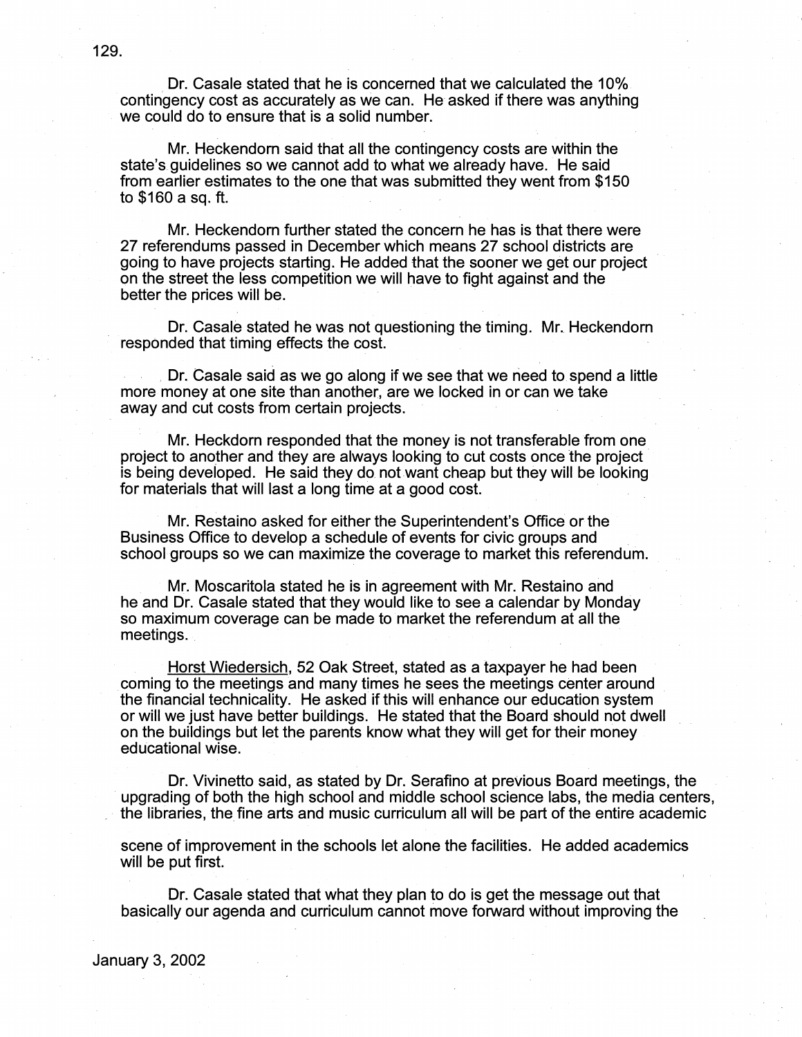Dr. Casale stated that he is concerned that we calculated the 10% contingency cost as accurately as we can. He asked if there was anything we could do to ensure that is a solid number.

Mr. Heckendorn said that all the contingency costs are within the state's guidelines so we cannot add to what we already have. He said from earlier estimates to the one that was submitted they went from $150 to $160 a sq. ft.

Mr. Heckendorn further stated the concern he has is that there were 27 referendums passed in December which means 27 school districts are going to have projects starting. He added that the sooner we get our project on the street the less competition we will have to fight against and the better the prices will be.

Dr. Casale stated he was not questioning the timing. Mr. Heckendorn responded that timing effects the cost.

Dr. Casale said as we go along if we see that we need to spend a little more money at one site than another, are we locked in or can we take away and cut costs from certain projects.

Mr. Heckdorn responded that the money is not transferable from one project to another and they are always looking to cut costs once the project is being developed. He said they do not want cheap but they will be looking for materials that will last a long time at a good cost.

Mr. Restaino asked for either the Superintendent's Office or the Business Office to develop a schedule of events for civic groups and school groups so we can maximize the coverage to market this referendum.

Mr. Moscaritola stated he is in agreement with Mr. Restaino and he and Dr. Casale stated that they would like to see a calendar by Monday so maximum coverage can be made to market the referendum at all the meetings.

Horst Wiedersich, 52 Oak Street, stated as a taxpayer he had been coming to the meetings and many times he sees the meetings center around the financial technicality. He asked if this will enhance our education system or will we just have better buildings. He stated that the Board should not dwell on the buildings but let the parents know what they will get for their money educational wise.

Dr. Vivinetto said, as stated by Dr. Serafino at previous Board meetings, the upgrading of both the high school and middle school science labs, the media centers, the libraries, the fine arts and music curriculum all will be part of the entire academic scene of improvement in the schools let alone the facilities. He added academics will be put first.

Dr. Casale stated that what they plan to do is get the message out that basically our agenda and curriculum cannot move forward without improving the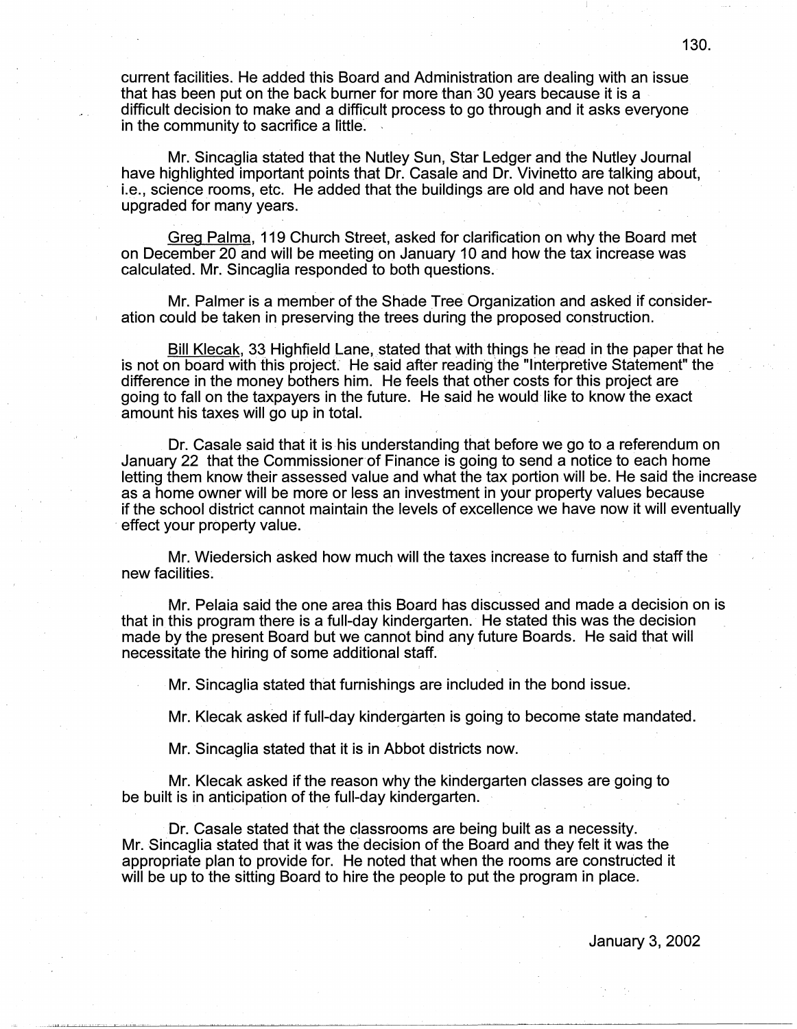current facilities. He added this Board and Administration are dealing with an issue that has been put on the back burner for more than 30 years because it is a difficult decision to make and a difficult process to go through and it asks everyone in the community to sacrifice a little.

Mr. Sincaglia stated that the Nutley Sun, Star Ledger and the Nutley Journal have highlighted important points that Dr. Casale and Dr. Vivinetto are talking about, i.e., science rooms, etc. He added that the buildings are old and have not been upgraded for many years.

Greg Palma, 119 Church Street, asked for clarification on why the Board met on December 20 and will be meeting on January 10 and how the tax increase was calculated. Mr. Sincaglia responded to both questions.

Mr. Palmer is a member of the Shade Tree Organization and asked if consideration could be taken in preserving the trees during the proposed construction.

Bill Klecak, 33 Highfield Lane, stated that with things he read in the paper that he is not on board with this project. He said after reading the "Interpretive Statement" the difference in the money bothers him. He feels that other costs for this project are going to fall on the taxpayers in the future. He said he would like to know the exact amount his taxes will go up in total.

Dr. Casale said that it is his understanding that before we go to a referendum on January 22 that the Commissioner of Finance is going to send a notice to each home letting them know their assessed value and what the tax portion will be. He said the increase as a home owner will be more or less an investment in your property values because if the school district cannot maintain the levels of excellence we have now it will eventually effect your property value.

Mr. Wiedersich asked how much will the taxes increase to furnish and staff the new facilities.

Mr. Pelaia said the one area this Board has discussed and made a decision on is that in this program there is a full-day kindergarten. He stated this was the decision made by the present Board but we cannot bind any future Boards. He said that will necessitate the hiring of some additional staff.

Mr. Sincaglia stated that furnishings are included in the bond issue.

Mr. Klecak asked if full-day kindergarten is going to become state mandated.

Mr. Sincaglia stated that it is in Abbot districts now.

Mr. Klecak asked if the reason why the kindergarten classes are going to be built is in anticipation of the full-day kindergarten.

Dr. Casale stated that the classrooms are being built as a necessity. Mr. Sincaglia stated that it was the decision of the Board and they felt it was the appropriate plan to provide for. He noted that when the rooms are constructed it will be up to the sitting Board to hire the people to put the program in place.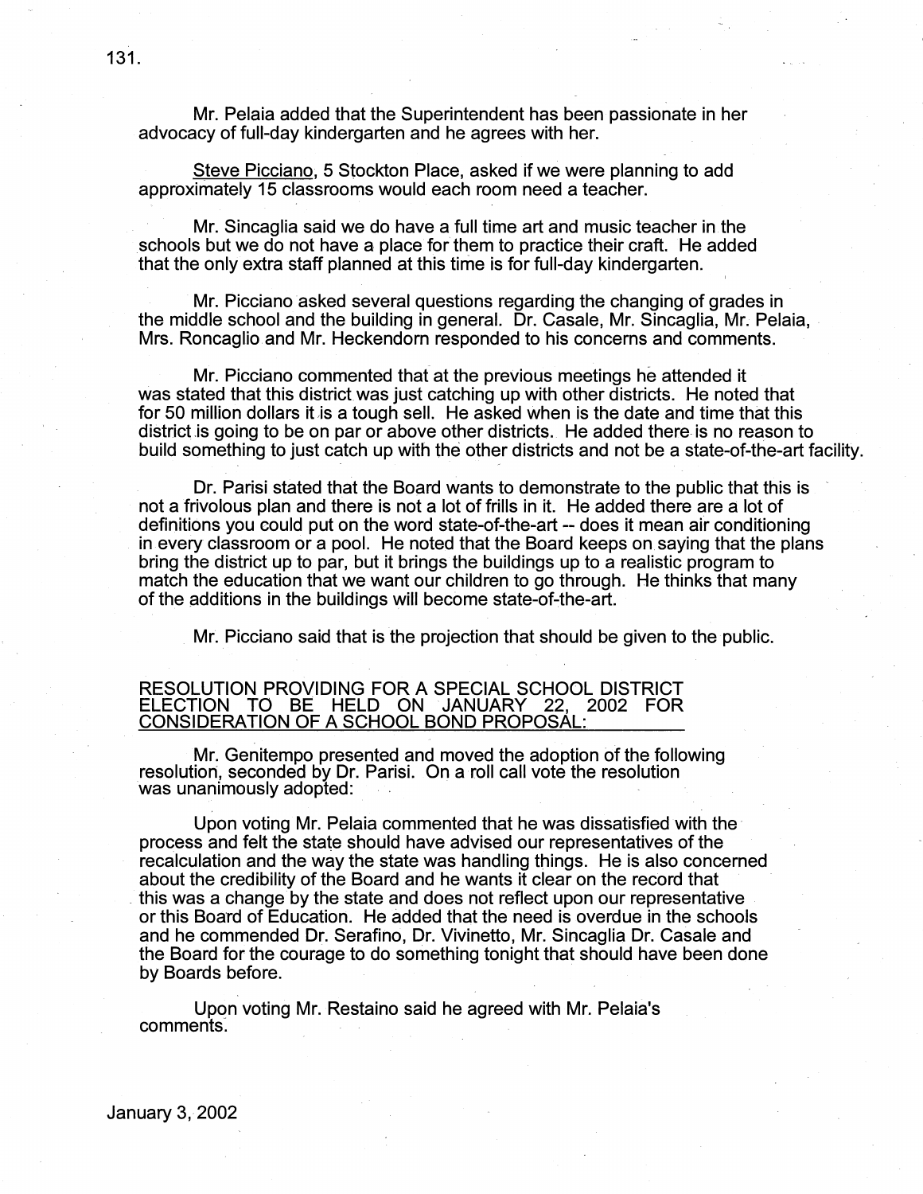Mr. Pelaia added that the Superintendent has been passionate in her advocacy of full-day kindergarten and he agrees with her.

Steve Picciano, 5 Stockton Place, asked if we were planning to add approximately 15 classrooms would each room need a teacher.

Mr. Sincaglia said we do have a full time art and music teacher in the schools but we do not have a place for them to practice their craft. He added that the only extra staff planned at this time is for full-day kindergarten.

Mr. Picciano asked several questions regarding the changing of grades in the middle school and the building in general. Dr. Casale, Mr. Sincaglia, Mr. Pelaia, Mrs. Roncaglio and Mr. Heckendorn responded to his concerns and comments.

Mr. Picciano commented that at the previous meetings he attended it was stated that this district was just catching up with other districts. He noted that for 50 million dollars it is a tough sell. He asked when is the date and time that this district is going to be on par or above other districts. He added there is no reason to build something to just catch up with the other districts and not be a state-of-the-art facility.

Dr. Parisi stated that the Board wants to demonstrate to the public that this is not a frivolous plan and there is not a lot of frills in it. He added there are a lot of definitions you could put on the word state-of-the-art -- does it mean air conditioning in every classroom or a pool. He noted that the Board keeps on saying that the plans bring the district up to par, but it brings the buildings up to a realistic program to match the education that we want our children to go through. He thinks that many of the additions in the buildings will become state-of-the-art.

Mr. Picciano said that is the projection that should be given to the public.

## RESOLUTION PROVIDING FOR A SPECIAL SCHOOL DISTRICT ELECTION TO BE HELD ON JANUARY 22, 2002 FOR CONSIDERATION OF A SCHOOL BOND PROPOSAL:

Mr. Genitempo presented and moved the adoption of the following resolution, seconded by Dr. Parisi. On a roll call vote the resolution was unanimously adopted:

Upon voting Mr. Pelaia commented that he was dissatisfied with the process and felt the state should have advised our representatives of the recalculation and the way the state was handling things. He is also concerned about the credibility of the Board and he wants it clear on the record that this was a change by the state and does not reflect upon our representative or this Board of Education. He added that the need is overdue in the schools and he commended Dr. Serafino, Dr. Vivinetto, Mr. Sincaglia Dr. Casale and the Board for the courage to do something tonight that should have been done by Boards before.

Upon voting Mr. Restaino said he agreed with Mr. Pelaia's comments.

January 3, 2002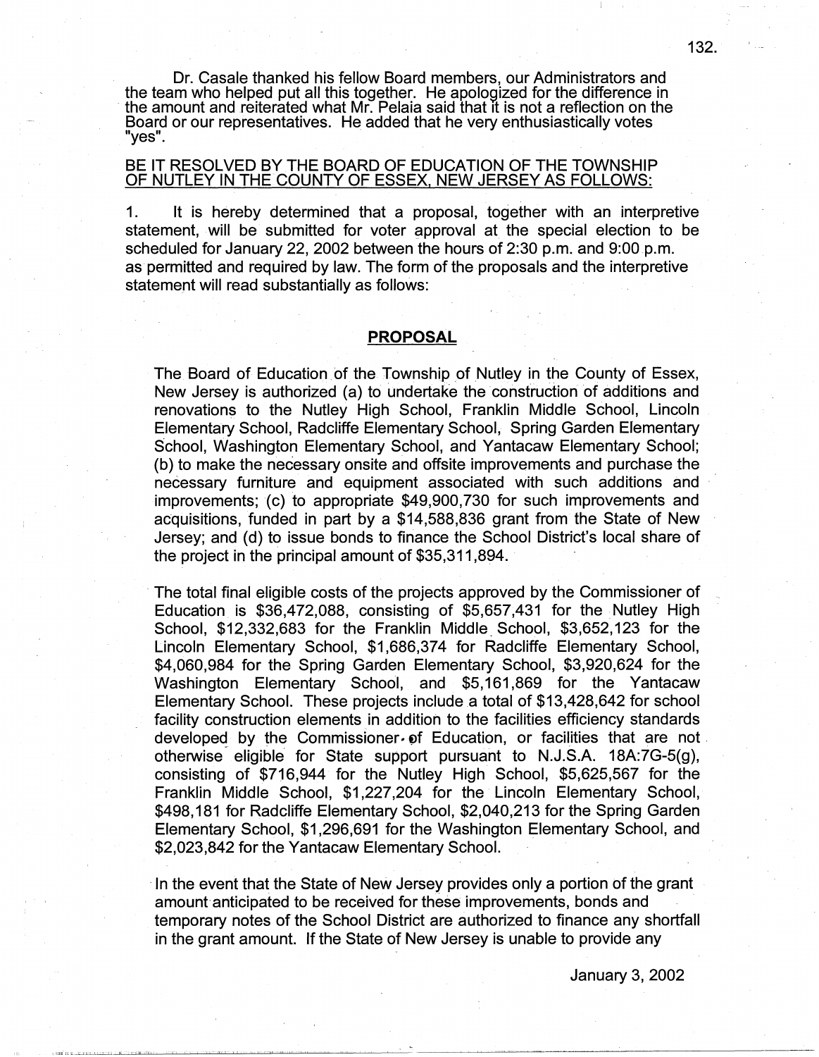Dr. Casale thanked his fellow Board members, our Administrators and the team who helped put all this together. He apologized for the difference in the amount and reiterated what Mr. Pelaia said that it is not a reflection on the Board or our representatives. He added that he very enthusiastically votes "yes".

BE IT RESOLVED BY THE BOARD OF EDUCATION OF THE TOWNSHIP OF NUTLEY IN THE COUNTY OF ESSEX, NEW JERSEY AS FOLLOWS:

1. It is hereby determined that a proposal, together with an interpretive statement, will be submitted for voter approval at the special election to be scheduled for January 22, 2002 between the hours of 2:30 p.m. and 9:00 p.m. as permitted and required by law. The form of the proposals and the interpretive statement will read substantially as follows:

**PROPOSAL**

The Board of Education of the Township of Nutley in the County of Essex, New Jersey is authorized (a) to undertake the construction of additions and renovations to the Nutley High School, Franklin Middle School, Lincoln Elementary School, Radcliffe Elementary School, Spring Garden Elementary School, Washington Elementary School, and Yantacaw Elementary School; (b) to make the necessary onsite and offsite improvements and purchase the necessary furniture and equipment associated with such additions and improvements; (c) to appropriate $49,900,730 for such improvements and acquisitions, funded in part by a $14,588,836 grant from the State of New Jersey; and (d) to issue bonds to finance the School District's local share of the project in the principal amount of $35,311,894.

The total final eligible costs of the projects approved by the Commissioner of Education is $36,472,088, consisting of $5,657,431 for the Nutley High School, $12,332,683 for the Franklin Middle School, $3,652,123 for the Lincoln Elementary School, $1,686,374 for Radcliffe Elementary School, $4,060,984 for the Spring Garden Elementary School, $3,920,624 for the Washington Elementary School, and $5,161,869 for the Yantacaw Elementary School. These projects include a total of $13,428,642 for school facility construction elements in addition to the facilities efficiency standards developed by the Commissioner of Education, or facilities that are not otherwise eligible for State support pursuant to N.J.S.A. 18A:7G-5(g), consisting of $716,944 for the Nutley High School, $5,625,567 for the Franklin Middle School, $1,227,204 for the Lincoln Elementary School, $498,181 for Radcliffe Elementary School, $2,040,213 for the Spring Garden Elementary School, $1,296,691 for the Washington Elementary School, and $2,023,842 for the Yantacaw Elementary School.

In the event that the State of New Jersey provides only a portion of the grant amount anticipated to be received for these improvements, bonds and temporary notes of the School District are authorized to finance any shortfall in the grant amount. If the State of New Jersey is unable to provide any

January 3, 2002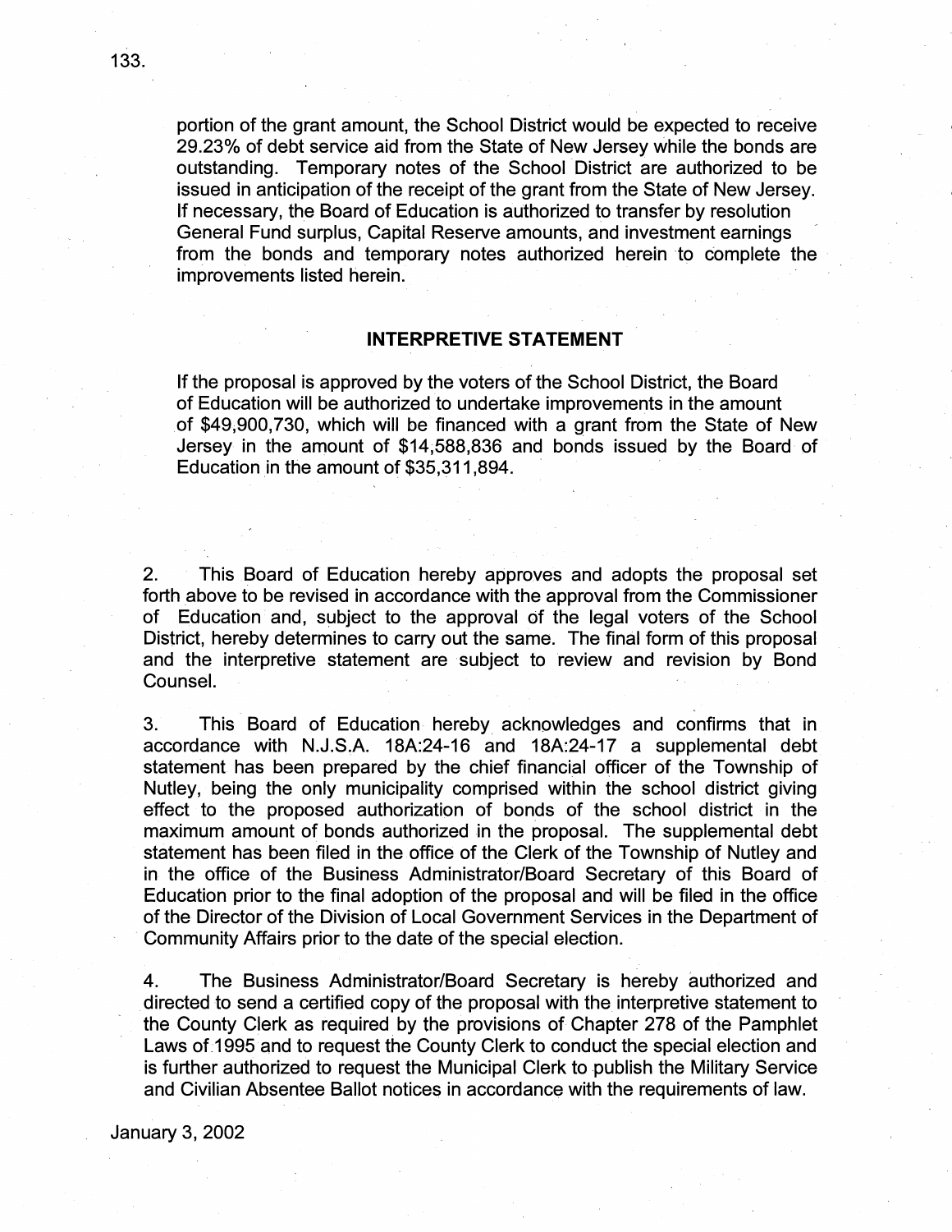portion of the grant amount, the School District would be expected to receive 29.23% of debt service aid from the State of New Jersey while the bonds are outstanding. Temporary notes of the School District are authorized to be issued in anticipation of the receipt of the grant from the State of New Jersey. If necessary, the Board of Education is authorized to transfer by resolution General Fund surplus, Capital Reserve amounts, and investment earnings from the bonds and temporary notes authorized herein to complete the improvements listed herein.

**INTERPRETIVE STATEMENT**

If the proposal is approved by the voters of the School District, the Board of Education will be authorized to undertake improvements in the amount of $49,900,730, which will be financed with a grant from the State of New Jersey in the amount of $14,588,836 and bonds issued by the Board of Education in the amount of $35,311,894.

2. This Board of Education hereby approves and adopts the proposal set forth above to be revised in accordance with the approval from the Commissioner of Education and, subject to the approval of the legal voters of the School District, hereby determines to carry out the same. The final form of this proposal and the interpretive statement are subject to review and revision by Bond Counsel.

3. This Board of Education hereby acknowledges and confirms that in accordance with N.J.S.A. 18A:24-16 and 18A:24-17 a supplemental debt statement has been prepared by the chief financial officer of the Township of Nutley, being the only municipality comprised within the school district giving effect to the proposed authorization of bonds of the school district in the maximum amount of bonds authorized in the proposal. The supplemental debt statement has been filed in the office of the Clerk of the Township of Nutley and in the office of the Business Administrator/Board Secretary of this Board of Education prior to the final adoption of the proposal and will be filed in the office of the Director of the Division of Local Government Services in the Department of Community Affairs prior to the date of the special election.

4. The Business Administrator/Board Secretary is hereby authorized and directed to send a certified copy of the proposal with the interpretive statement to the County Clerk as required by the provisions of Chapter 278 of the Pamphlet Laws of 1995 and to request the County Clerk to conduct the special election and is further authorized to request the Municipal Clerk to publish the Military Service and Civilian Absentee Ballot notices in accordance with the requirements of law.

January 3, 2002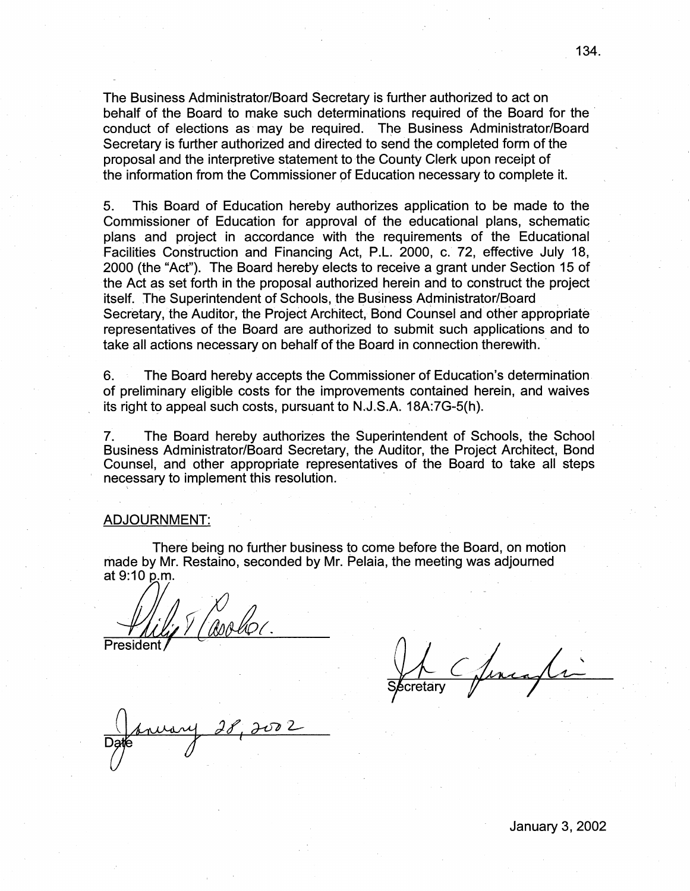The Business Administrator/Board Secretary is further authorized to act on behalf of the Board to make such determinations required of the Board for the conduct of elections as may be required. The Business Administrator/Board Secretary is further authorized and directed to send the completed form of the proposal and the interpretive statement to the County Clerk upon receipt of the information from the Commissioner of Education necessary to complete it.

5. This Board of Education hereby authorizes application to be made to the Commissioner of Education for approval of the educational plans, schematic plans and project in accordance with the requirements of the Educational Facilities Construction and Financing Act, P.L. 2000, c. 72, effective July 18, 2000 (the "Act"). The Board hereby elects to receive a grant under Section 15 of the Act as set forth in the proposal authorized herein and to construct the project itself. The Superintendent of Schools, the Business Administrator/Board Secretary, the Auditor, the Project Architect, Bond Counsel and other appropriate representatives of the Board are authorized to submit such applications and to take all actions necessary on behalf of the Board in connection therewith.

6. The Board hereby accepts the Commissioner of Education's determination of preliminary eligible costs for the improvements contained herein, and waives its right to appeal such costs, pursuant to N.J.S.A. 18A:7G-5(h).

7. The Board hereby authorizes the Superintendent of Schools, the School Business Administrator/Board Secretary, the Auditor, the Project Architect, Bond Counsel, and other appropriate representatives of the Board to take all steps necessary to implement this resolution.

ADJOURNMENT:

There being no further business to come before the Board, on motion made by Mr. Restaino, seconded by Mr. Pelaia, the meeting was adjourned at 9:10 p.m.

Philip T. Casale
President

Secretary

January 28, 2002
Date

January 3, 2002